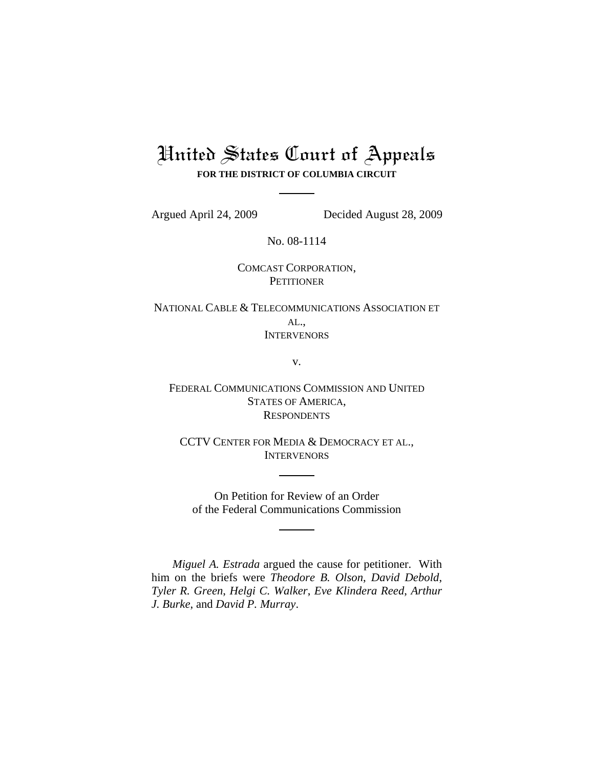# United States Court of Appeals

**FOR THE DISTRICT OF COLUMBIA CIRCUIT**

---

Argued April 24, 2009 Decided August 28, 2009

No. 08-1114

COMCAST CORPORATION,
PETITIONER

NATIONAL CABLE & TELECOMMUNICATIONS ASSOCIATION ET AL.,
INTERVENORS

v.

FEDERAL COMMUNICATIONS COMMISSION AND UNITED STATES OF AMERICA,
RESPONDENTS

CCTV CENTER FOR MEDIA & DEMOCRACY ET AL.,
INTERVENORS

---

On Petition for Review of an Order
of the Federal Communications Commission

---

*Miguel A. Estrada* argued the cause for petitioner. With him on the briefs were *Theodore B. Olson*, *David Debold*, *Tyler R. Green*, *Helgi C. Walker*, *Eve Klindera Reed*, *Arthur J. Burke*, and *David P. Murray*.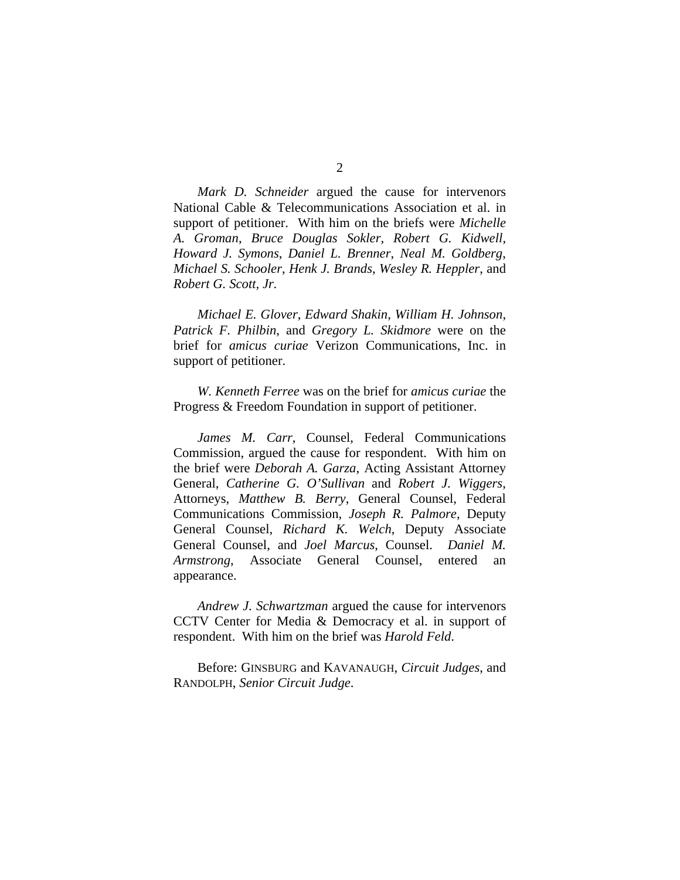*Mark D. Schneider* argued the cause for intervenors National Cable & Telecommunications Association et al. in support of petitioner. With him on the briefs were *Michelle A. Groman*, *Bruce Douglas Sokler*, *Robert G. Kidwell*, *Howard J. Symons*, *Daniel L. Brenner*, *Neal M. Goldberg*, *Michael S. Schooler*, *Henk J. Brands*, *Wesley R. Heppler*, and *Robert G. Scott, Jr.*

*Michael E. Glover*, *Edward Shakin*, *William H. Johnson*, *Patrick F. Philbin*, and *Gregory L. Skidmore* were on the brief for *amicus curiae* Verizon Communications, Inc. in support of petitioner.

*W. Kenneth Ferree* was on the brief for *amicus curiae* the Progress & Freedom Foundation in support of petitioner.

*James M. Carr*, Counsel, Federal Communications Commission, argued the cause for respondent. With him on the brief were *Deborah A. Garza*, Acting Assistant Attorney General, *Catherine G. O'Sullivan* and *Robert J. Wiggers*, Attorneys, *Matthew B. Berry*, General Counsel, Federal Communications Commission, *Joseph R. Palmore*, Deputy General Counsel, *Richard K. Welch*, Deputy Associate General Counsel, and *Joel Marcus*, Counsel. *Daniel M. Armstrong*, Associate General Counsel, entered an appearance.

*Andrew J. Schwartzman* argued the cause for intervenors CCTV Center for Media & Democracy et al. in support of respondent. With him on the brief was *Harold Feld*.

Before: GINSBURG and KAVANAUGH, *Circuit Judges*, and RANDOLPH, *Senior Circuit Judge*.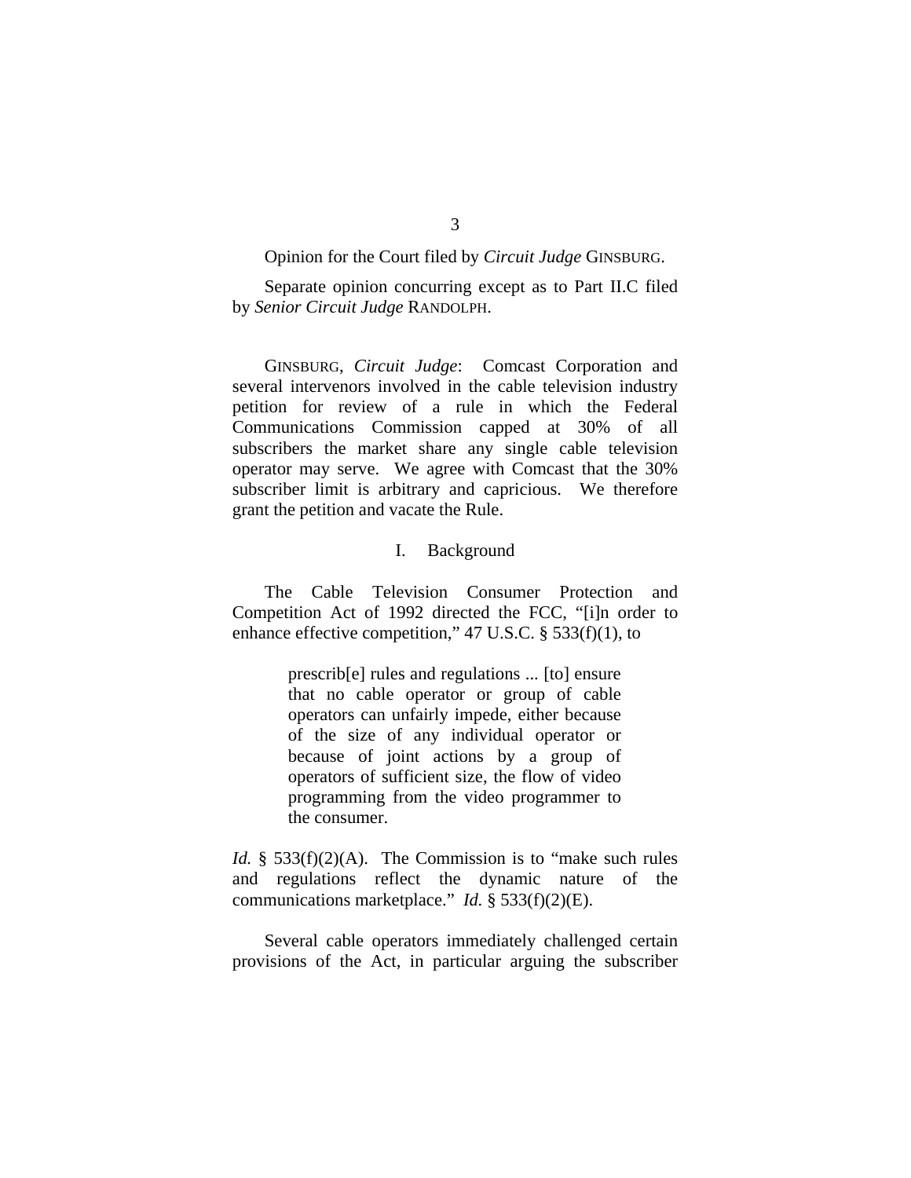Opinion for the Court filed by *Circuit Judge* GINSBURG.

Separate opinion concurring except as to Part II.C filed by *Senior Circuit Judge* RANDOLPH.

GINSBURG, *Circuit Judge*: Comcast Corporation and several intervenors involved in the cable television industry petition for review of a rule in which the Federal Communications Commission capped at 30% of all subscribers the market share any single cable television operator may serve. We agree with Comcast that the 30% subscriber limit is arbitrary and capricious. We therefore grant the petition and vacate the Rule.

## I. Background

The Cable Television Consumer Protection and Competition Act of 1992 directed the FCC, "[i]n order to enhance effective competition," 47 U.S.C. § 533(f)(1), to

> prescrib[e] rules and regulations ... [to] ensure that no cable operator or group of cable operators can unfairly impede, either because of the size of any individual operator or because of joint actions by a group of operators of sufficient size, the flow of video programming from the video programmer to the consumer.

*Id.* § 533(f)(2)(A). The Commission is to "make such rules and regulations reflect the dynamic nature of the communications marketplace." *Id.* § 533(f)(2)(E).

Several cable operators immediately challenged certain provisions of the Act, in particular arguing the subscriber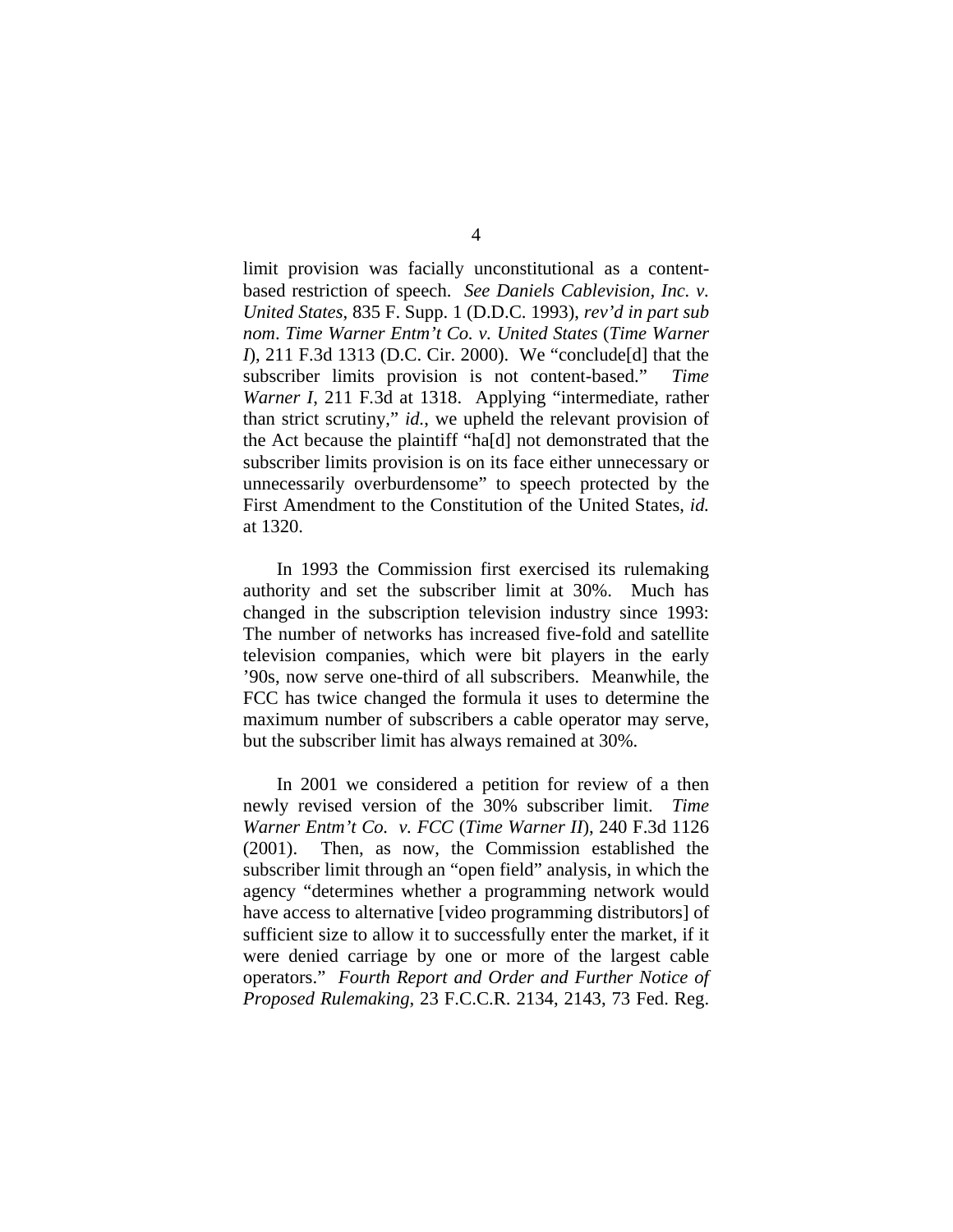limit provision was facially unconstitutional as a content-based restriction of speech. *See Daniels Cablevision, Inc. v. United States*, 835 F. Supp. 1 (D.D.C. 1993), *rev'd in part sub nom*. *Time Warner Entm't Co. v. United States* (*Time Warner I*), 211 F.3d 1313 (D.C. Cir. 2000). We "conclude[d] that the subscriber limits provision is not content-based." *Time Warner I*, 211 F.3d at 1318. Applying "intermediate, rather than strict scrutiny," *id.*, we upheld the relevant provision of the Act because the plaintiff "ha[d] not demonstrated that the subscriber limits provision is on its face either unnecessary or unnecessarily overburdensome" to speech protected by the First Amendment to the Constitution of the United States, *id.* at 1320.

In 1993 the Commission first exercised its rulemaking authority and set the subscriber limit at 30%. Much has changed in the subscription television industry since 1993: The number of networks has increased five-fold and satellite television companies, which were bit players in the early '90s, now serve one-third of all subscribers. Meanwhile, the FCC has twice changed the formula it uses to determine the maximum number of subscribers a cable operator may serve, but the subscriber limit has always remained at 30%.

In 2001 we considered a petition for review of a then newly revised version of the 30% subscriber limit. *Time Warner Entm't Co. v. FCC* (*Time Warner II*), 240 F.3d 1126 (2001). Then, as now, the Commission established the subscriber limit through an "open field" analysis, in which the agency "determines whether a programming network would have access to alternative [video programming distributors] of sufficient size to allow it to successfully enter the market, if it were denied carriage by one or more of the largest cable operators." *Fourth Report and Order and Further Notice of Proposed Rulemaking*, 23 F.C.C.R. 2134, 2143, 73 Fed. Reg.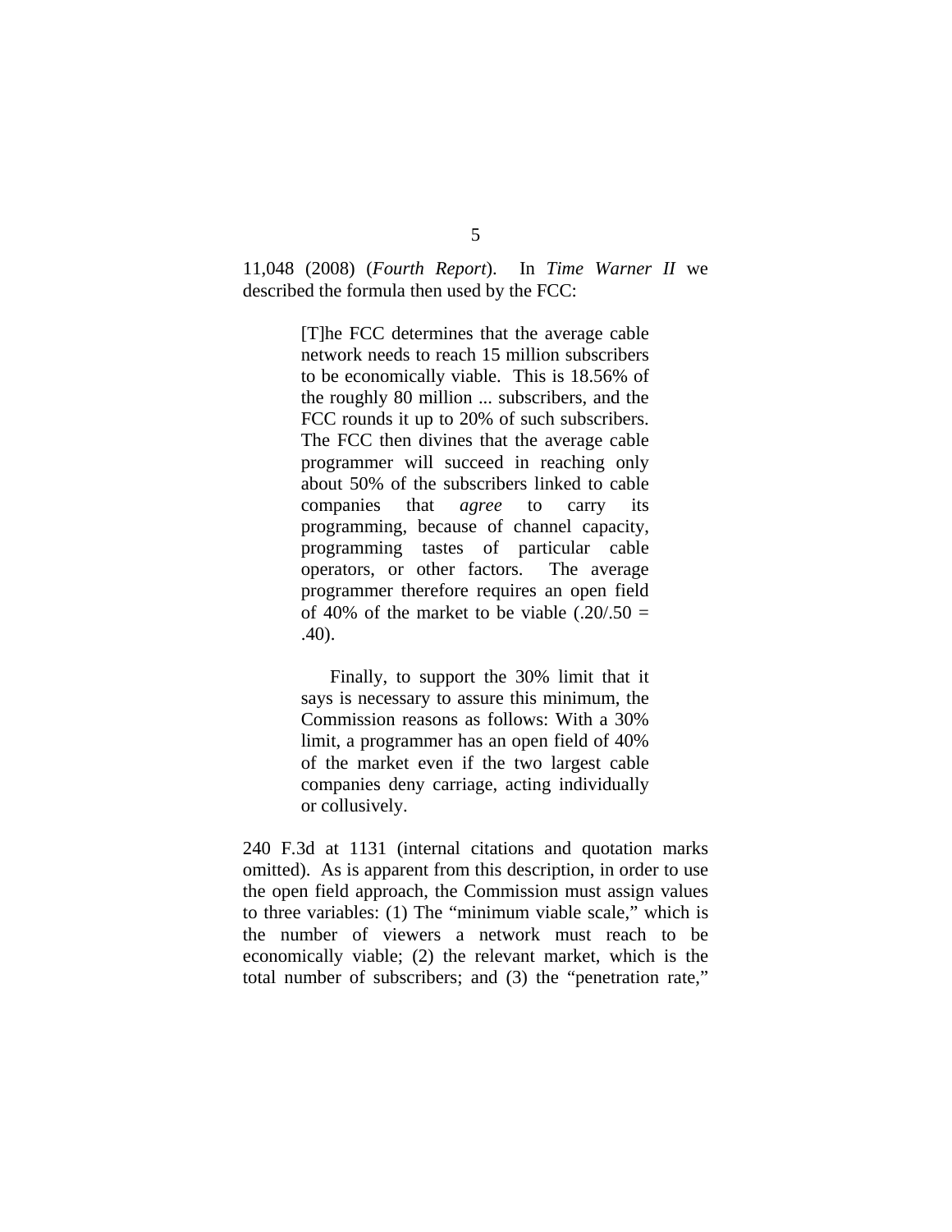11,048 (2008) (*Fourth Report*). In *Time Warner II* we described the formula then used by the FCC:

> [T]he FCC determines that the average cable network needs to reach 15 million subscribers to be economically viable. This is 18.56% of the roughly 80 million ... subscribers, and the FCC rounds it up to 20% of such subscribers. The FCC then divines that the average cable programmer will succeed in reaching only about 50% of the subscribers linked to cable companies that *agree* to carry its programming, because of channel capacity, programming tastes of particular cable operators, or other factors. The average programmer therefore requires an open field of 40% of the market to be viable (.20/.50 = .40).
>
> Finally, to support the 30% limit that it says is necessary to assure this minimum, the Commission reasons as follows: With a 30% limit, a programmer has an open field of 40% of the market even if the two largest cable companies deny carriage, acting individually or collusively.

240 F.3d at 1131 (internal citations and quotation marks omitted). As is apparent from this description, in order to use the open field approach, the Commission must assign values to three variables: (1) The "minimum viable scale," which is the number of viewers a network must reach to be economically viable; (2) the relevant market, which is the total number of subscribers; and (3) the "penetration rate,"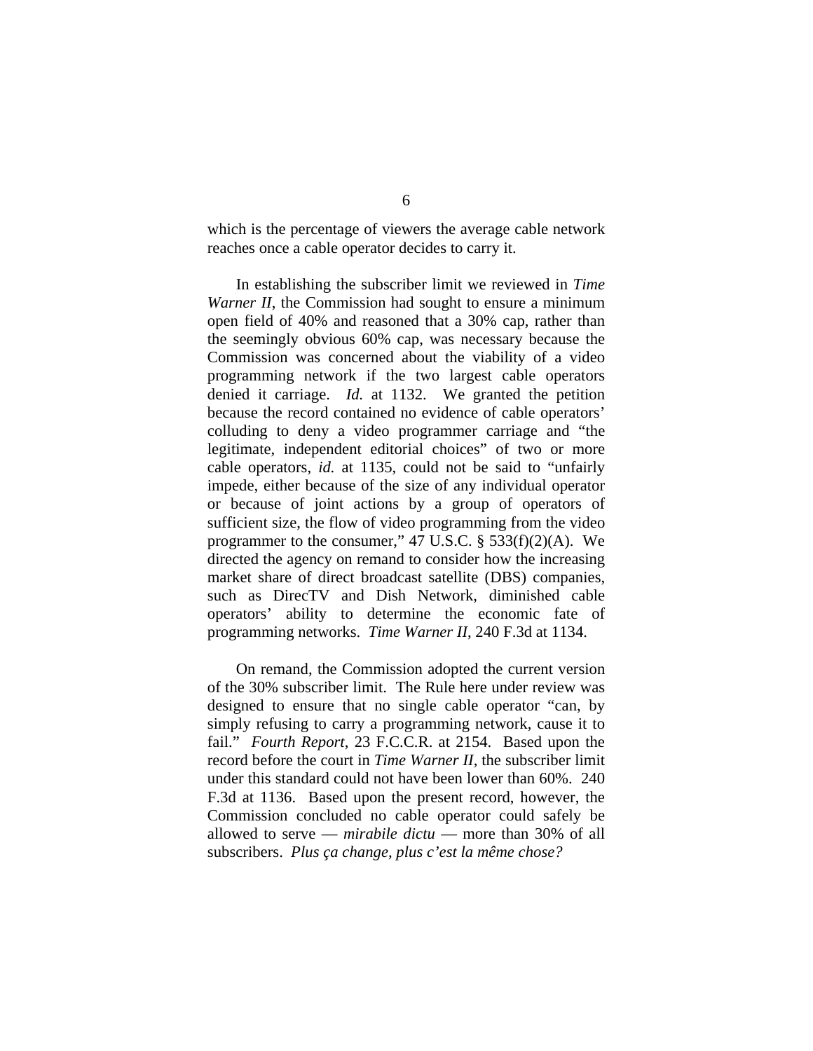which is the percentage of viewers the average cable network reaches once a cable operator decides to carry it.

In establishing the subscriber limit we reviewed in *Time Warner II*, the Commission had sought to ensure a minimum open field of 40% and reasoned that a 30% cap, rather than the seemingly obvious 60% cap, was necessary because the Commission was concerned about the viability of a video programming network if the two largest cable operators denied it carriage. *Id.* at 1132. We granted the petition because the record contained no evidence of cable operators' colluding to deny a video programmer carriage and "the legitimate, independent editorial choices" of two or more cable operators, *id.* at 1135, could not be said to "unfairly impede, either because of the size of any individual operator or because of joint actions by a group of operators of sufficient size, the flow of video programming from the video programmer to the consumer," 47 U.S.C. § 533(f)(2)(A). We directed the agency on remand to consider how the increasing market share of direct broadcast satellite (DBS) companies, such as DirecTV and Dish Network, diminished cable operators' ability to determine the economic fate of programming networks. *Time Warner II*, 240 F.3d at 1134.

On remand, the Commission adopted the current version of the 30% subscriber limit. The Rule here under review was designed to ensure that no single cable operator "can, by simply refusing to carry a programming network, cause it to fail." *Fourth Report*, 23 F.C.C.R. at 2154. Based upon the record before the court in *Time Warner II*, the subscriber limit under this standard could not have been lower than 60%. 240 F.3d at 1136. Based upon the present record, however, the Commission concluded no cable operator could safely be allowed to serve — *mirabile dictu* — more than 30% of all subscribers. *Plus ça change, plus c'est la même chose?*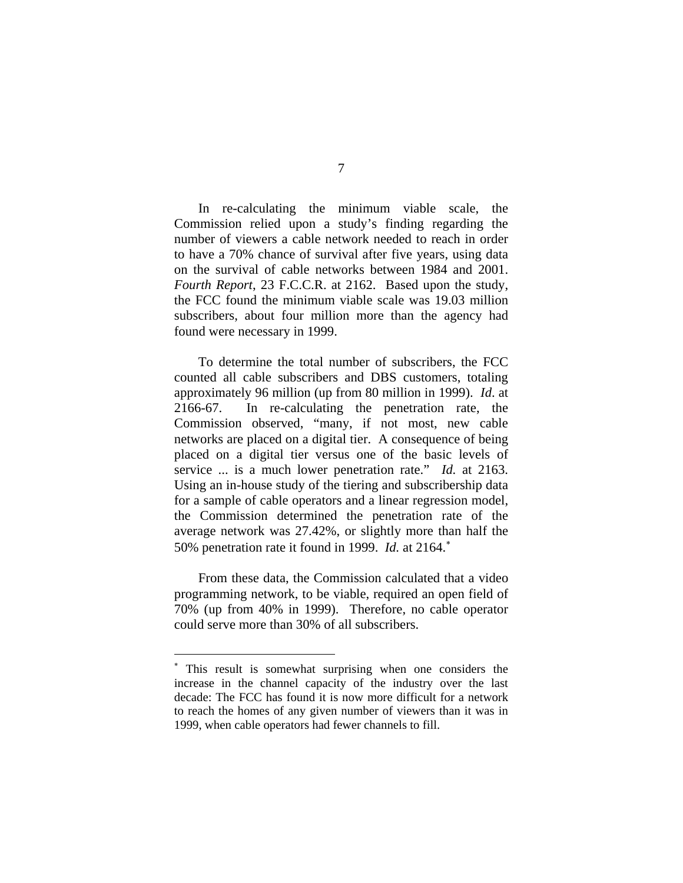In re-calculating the minimum viable scale, the Commission relied upon a study's finding regarding the number of viewers a cable network needed to reach in order to have a 70% chance of survival after five years, using data on the survival of cable networks between 1984 and 2001. *Fourth Report*, 23 F.C.C.R. at 2162. Based upon the study, the FCC found the minimum viable scale was 19.03 million subscribers, about four million more than the agency had found were necessary in 1999.

To determine the total number of subscribers, the FCC counted all cable subscribers and DBS customers, totaling approximately 96 million (up from 80 million in 1999). *Id*. at 2166-67. In re-calculating the penetration rate, the Commission observed, "many, if not most, new cable networks are placed on a digital tier. A consequence of being placed on a digital tier versus one of the basic levels of service ... is a much lower penetration rate." *Id.* at 2163. Using an in-house study of the tiering and subscribership data for a sample of cable operators and a linear regression model, the Commission determined the penetration rate of the average network was 27.42%, or slightly more than half the 50% penetration rate it found in 1999. *Id.* at 2164.[*]

From these data, the Commission calculated that a video programming network, to be viable, required an open field of 70% (up from 40% in 1999). Therefore, no cable operator could serve more than 30% of all subscribers.

---

[*] This result is somewhat surprising when one considers the increase in the channel capacity of the industry over the last decade: The FCC has found it is now more difficult for a network to reach the homes of any given number of viewers than it was in 1999, when cable operators had fewer channels to fill.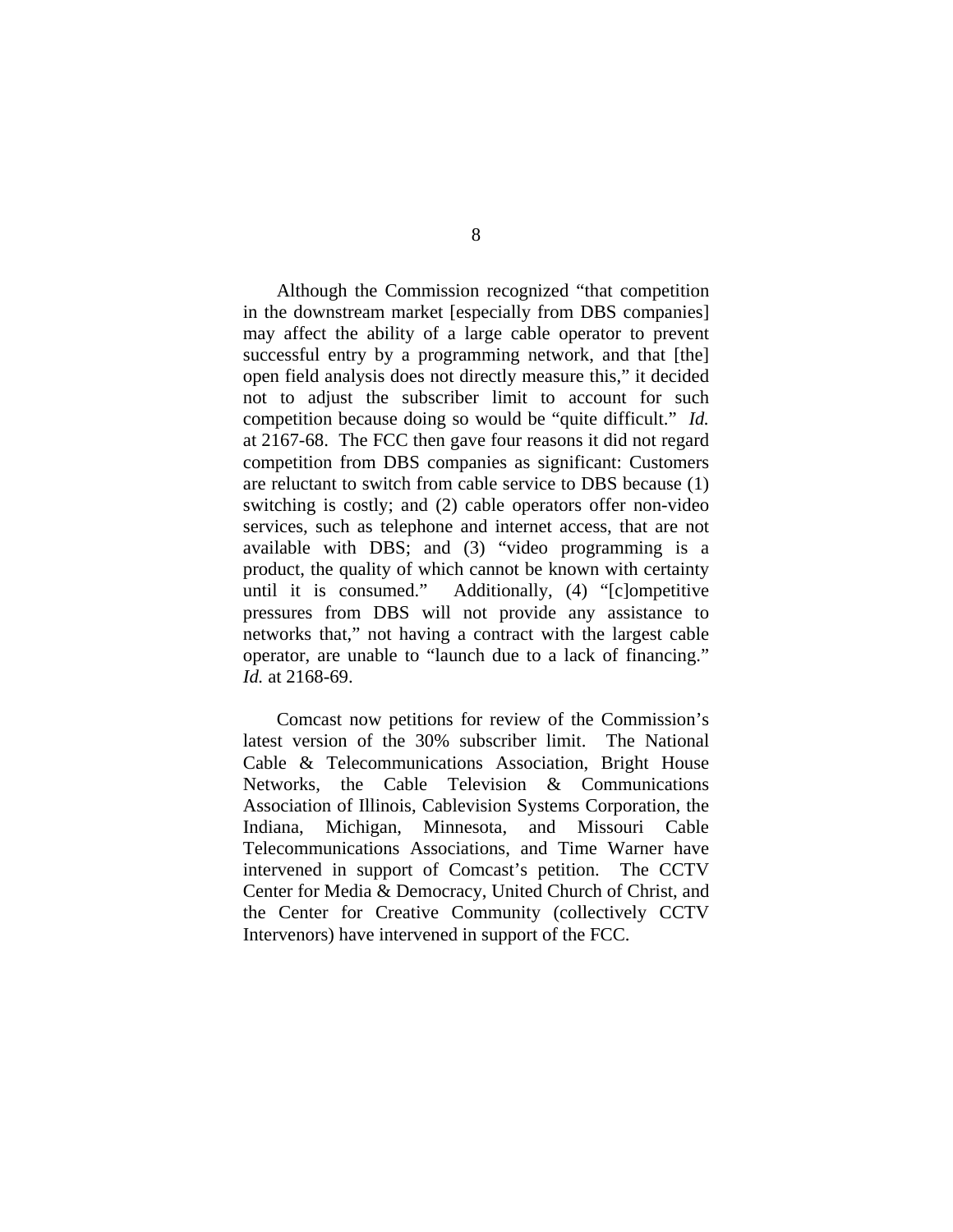Although the Commission recognized "that competition in the downstream market [especially from DBS companies] may affect the ability of a large cable operator to prevent successful entry by a programming network, and that [the] open field analysis does not directly measure this," it decided not to adjust the subscriber limit to account for such competition because doing so would be "quite difficult." *Id.* at 2167-68. The FCC then gave four reasons it did not regard competition from DBS companies as significant: Customers are reluctant to switch from cable service to DBS because (1) switching is costly; and (2) cable operators offer non-video services, such as telephone and internet access, that are not available with DBS; and (3) "video programming is a product, the quality of which cannot be known with certainty until it is consumed." Additionally, (4) "[c]ompetitive pressures from DBS will not provide any assistance to networks that," not having a contract with the largest cable operator, are unable to "launch due to a lack of financing." *Id.* at 2168-69.

Comcast now petitions for review of the Commission's latest version of the 30% subscriber limit. The National Cable & Telecommunications Association, Bright House Networks, the Cable Television & Communications Association of Illinois, Cablevision Systems Corporation, the Indiana, Michigan, Minnesota, and Missouri Cable Telecommunications Associations, and Time Warner have intervened in support of Comcast's petition. The CCTV Center for Media & Democracy, United Church of Christ, and the Center for Creative Community (collectively CCTV Intervenors) have intervened in support of the FCC.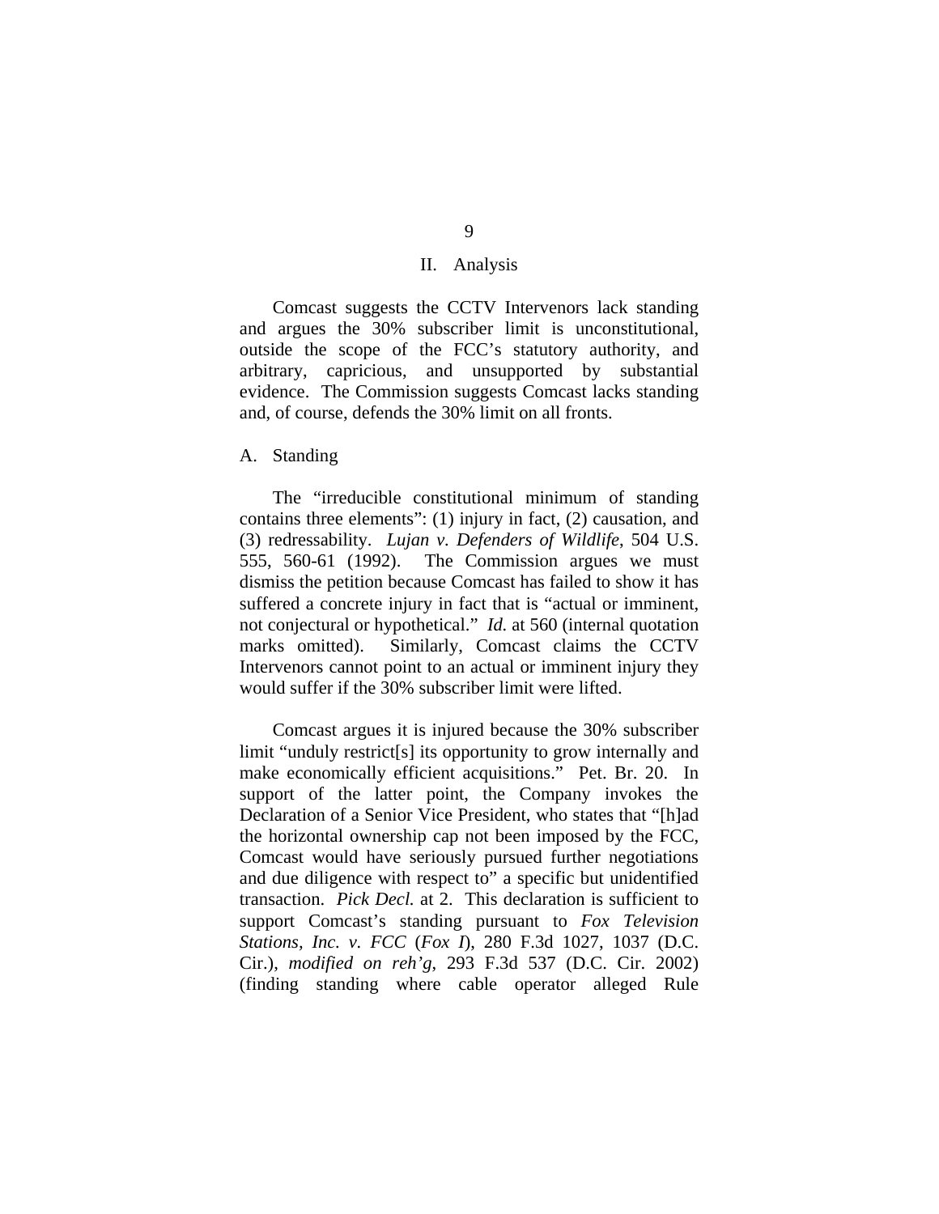## II. Analysis

Comcast suggests the CCTV Intervenors lack standing and argues the 30% subscriber limit is unconstitutional, outside the scope of the FCC's statutory authority, and arbitrary, capricious, and unsupported by substantial evidence. The Commission suggests Comcast lacks standing and, of course, defends the 30% limit on all fronts.

### A. Standing

The "irreducible constitutional minimum of standing contains three elements": (1) injury in fact, (2) causation, and (3) redressability. *Lujan v. Defenders of Wildlife*, 504 U.S. 555, 560-61 (1992). The Commission argues we must dismiss the petition because Comcast has failed to show it has suffered a concrete injury in fact that is "actual or imminent, not conjectural or hypothetical." *Id.* at 560 (internal quotation marks omitted). Similarly, Comcast claims the CCTV Intervenors cannot point to an actual or imminent injury they would suffer if the 30% subscriber limit were lifted.

Comcast argues it is injured because the 30% subscriber limit "unduly restrict[s] its opportunity to grow internally and make economically efficient acquisitions." Pet. Br. 20. In support of the latter point, the Company invokes the Declaration of a Senior Vice President, who states that "[h]ad the horizontal ownership cap not been imposed by the FCC, Comcast would have seriously pursued further negotiations and due diligence with respect to" a specific but unidentified transaction. *Pick Decl.* at 2. This declaration is sufficient to support Comcast's standing pursuant to *Fox Television Stations, Inc. v. FCC* (*Fox I*), 280 F.3d 1027, 1037 (D.C. Cir.), *modified on reh'g*, 293 F.3d 537 (D.C. Cir. 2002) (finding standing where cable operator alleged Rule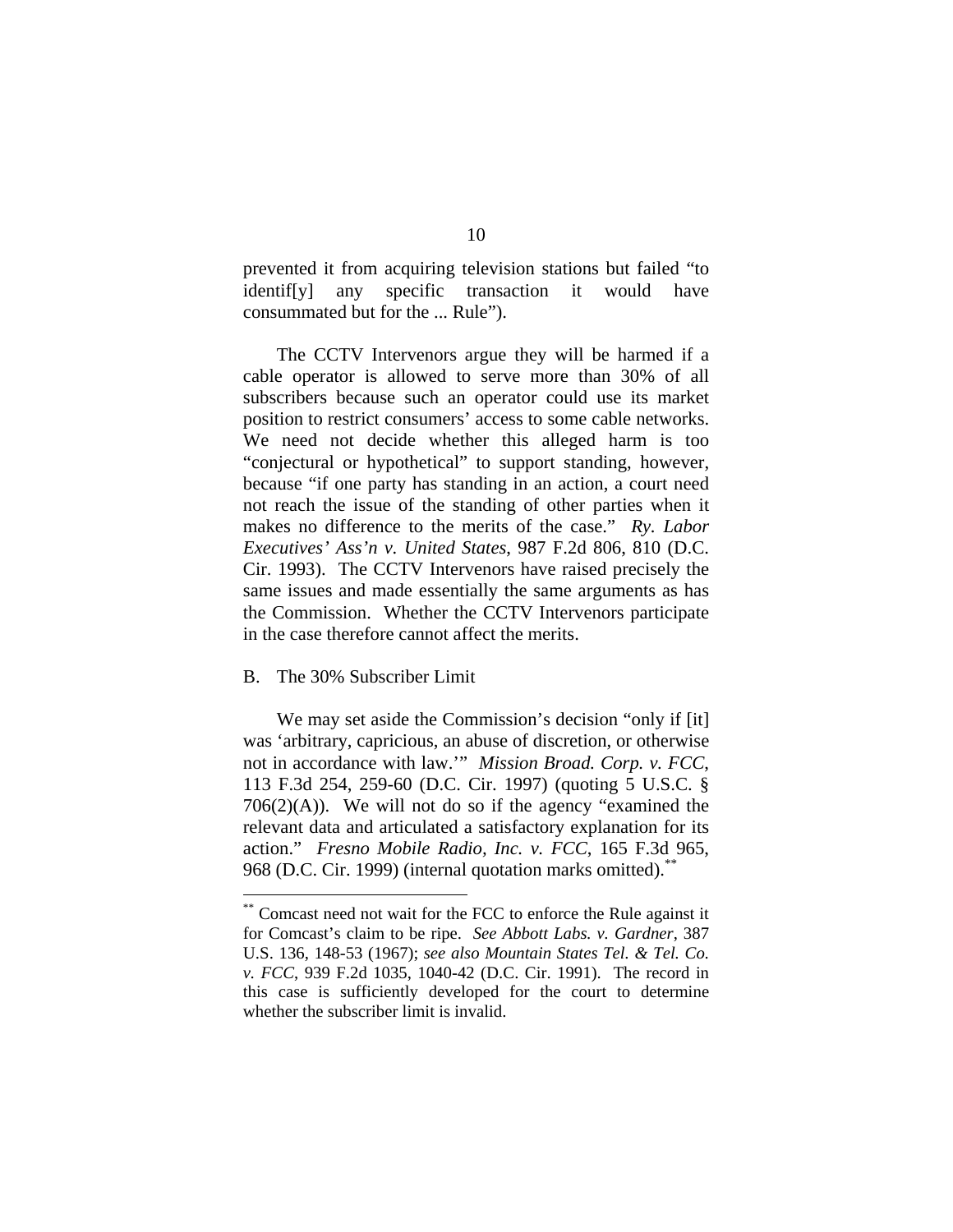prevented it from acquiring television stations but failed "to identif[y] any specific transaction it would have consummated but for the ... Rule").

The CCTV Intervenors argue they will be harmed if a cable operator is allowed to serve more than 30% of all subscribers because such an operator could use its market position to restrict consumers' access to some cable networks. We need not decide whether this alleged harm is too "conjectural or hypothetical" to support standing, however, because "if one party has standing in an action, a court need not reach the issue of the standing of other parties when it makes no difference to the merits of the case." *Ry. Labor Executives' Ass'n v. United States*, 987 F.2d 806, 810 (D.C. Cir. 1993). The CCTV Intervenors have raised precisely the same issues and made essentially the same arguments as has the Commission. Whether the CCTV Intervenors participate in the case therefore cannot affect the merits.

B. The 30% Subscriber Limit

We may set aside the Commission's decision "only if [it] was 'arbitrary, capricious, an abuse of discretion, or otherwise not in accordance with law.'" *Mission Broad. Corp. v. FCC*, 113 F.3d 254, 259-60 (D.C. Cir. 1997) (quoting 5 U.S.C. § 706(2)(A)). We will not do so if the agency "examined the relevant data and articulated a satisfactory explanation for its action." *Fresno Mobile Radio, Inc. v. FCC*, 165 F.3d 965, 968 (D.C. Cir. 1999) (internal quotation marks omitted).[**]

---

[**] Comcast need not wait for the FCC to enforce the Rule against it for Comcast's claim to be ripe. *See Abbott Labs. v. Gardner*, 387 U.S. 136, 148-53 (1967); *see also Mountain States Tel. & Tel. Co. v. FCC*, 939 F.2d 1035, 1040-42 (D.C. Cir. 1991). The record in this case is sufficiently developed for the court to determine whether the subscriber limit is invalid.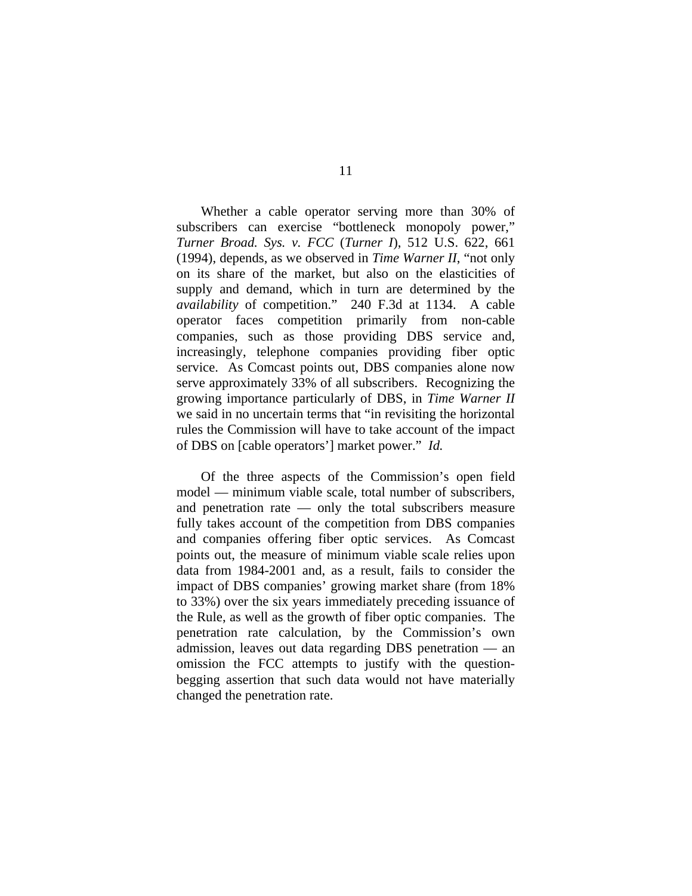Whether a cable operator serving more than 30% of subscribers can exercise "bottleneck monopoly power," *Turner Broad. Sys. v. FCC* (*Turner I*), 512 U.S. 622, 661 (1994), depends, as we observed in *Time Warner II*, "not only on its share of the market, but also on the elasticities of supply and demand, which in turn are determined by the *availability* of competition." 240 F.3d at 1134. A cable operator faces competition primarily from non-cable companies, such as those providing DBS service and, increasingly, telephone companies providing fiber optic service. As Comcast points out, DBS companies alone now serve approximately 33% of all subscribers. Recognizing the growing importance particularly of DBS, in *Time Warner II* we said in no uncertain terms that "in revisiting the horizontal rules the Commission will have to take account of the impact of DBS on [cable operators'] market power." *Id.*

Of the three aspects of the Commission's open field model — minimum viable scale, total number of subscribers, and penetration rate — only the total subscribers measure fully takes account of the competition from DBS companies and companies offering fiber optic services. As Comcast points out, the measure of minimum viable scale relies upon data from 1984-2001 and, as a result, fails to consider the impact of DBS companies' growing market share (from 18% to 33%) over the six years immediately preceding issuance of the Rule, as well as the growth of fiber optic companies. The penetration rate calculation, by the Commission's own admission, leaves out data regarding DBS penetration — an omission the FCC attempts to justify with the question-begging assertion that such data would not have materially changed the penetration rate.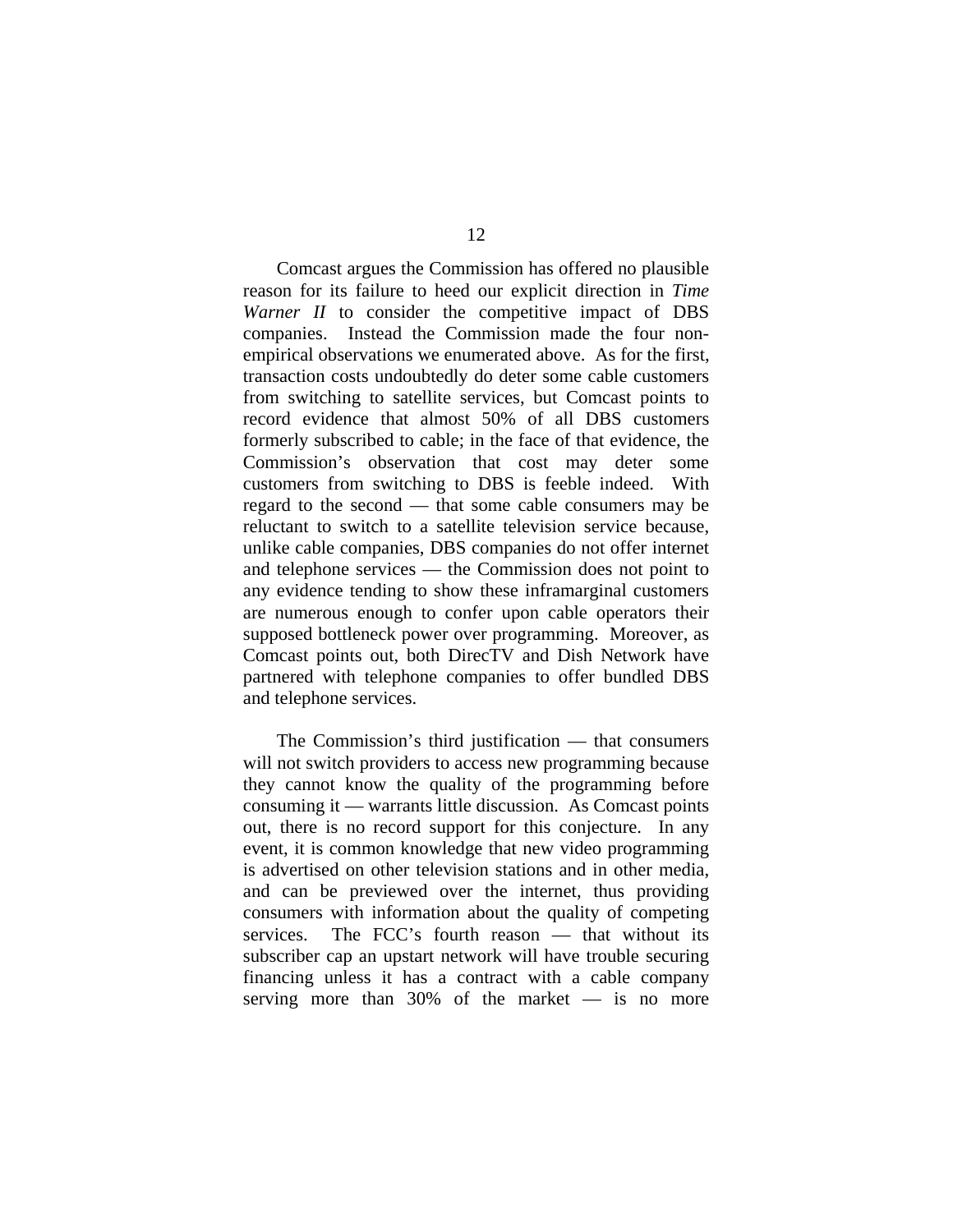Comcast argues the Commission has offered no plausible reason for its failure to heed our explicit direction in *Time Warner II* to consider the competitive impact of DBS companies. Instead the Commission made the four non-empirical observations we enumerated above. As for the first, transaction costs undoubtedly do deter some cable customers from switching to satellite services, but Comcast points to record evidence that almost 50% of all DBS customers formerly subscribed to cable; in the face of that evidence, the Commission's observation that cost may deter some customers from switching to DBS is feeble indeed. With regard to the second — that some cable consumers may be reluctant to switch to a satellite television service because, unlike cable companies, DBS companies do not offer internet and telephone services — the Commission does not point to any evidence tending to show these inframarginal customers are numerous enough to confer upon cable operators their supposed bottleneck power over programming. Moreover, as Comcast points out, both DirecTV and Dish Network have partnered with telephone companies to offer bundled DBS and telephone services.

The Commission's third justification — that consumers will not switch providers to access new programming because they cannot know the quality of the programming before consuming it — warrants little discussion. As Comcast points out, there is no record support for this conjecture. In any event, it is common knowledge that new video programming is advertised on other television stations and in other media, and can be previewed over the internet, thus providing consumers with information about the quality of competing services. The FCC's fourth reason — that without its subscriber cap an upstart network will have trouble securing financing unless it has a contract with a cable company serving more than 30% of the market — is no more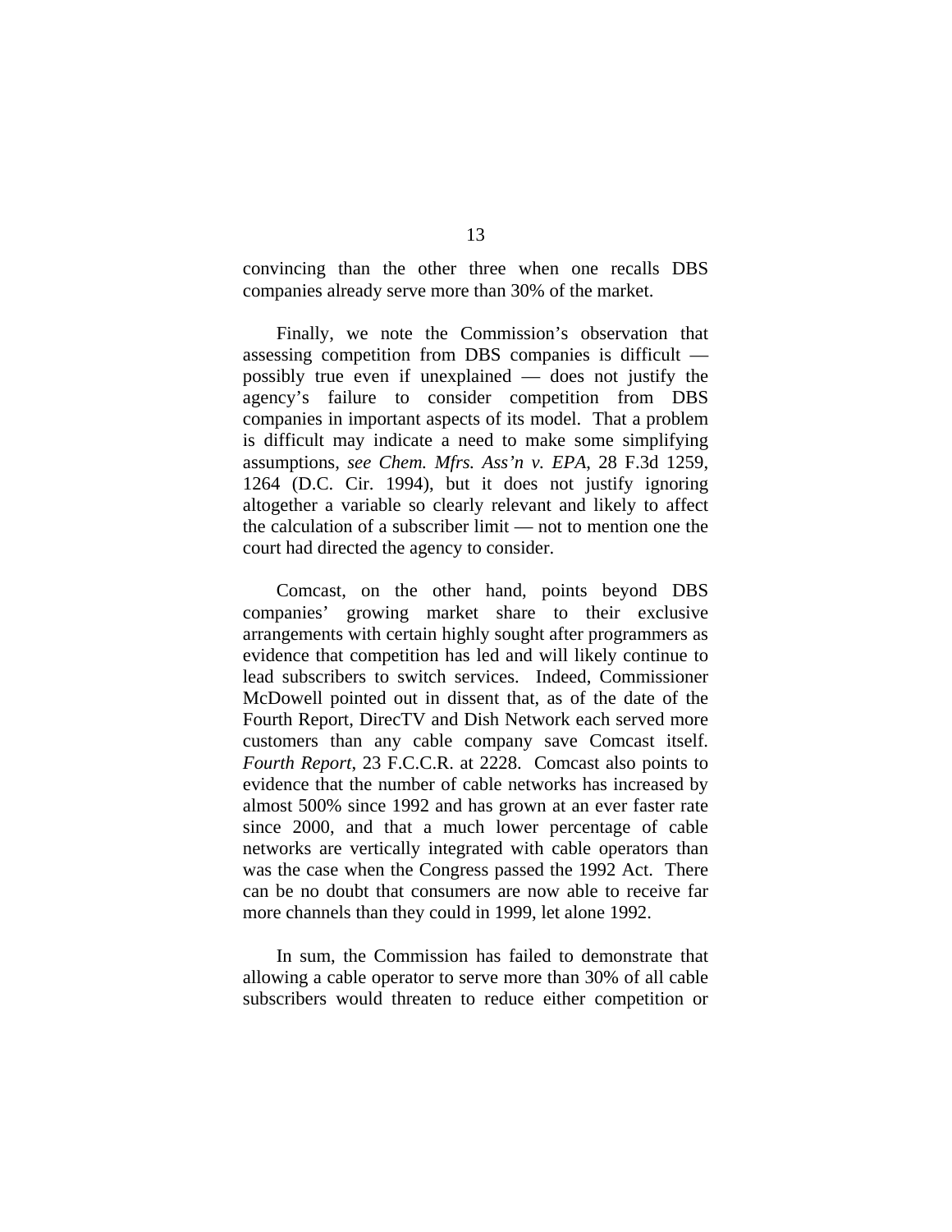convincing than the other three when one recalls DBS companies already serve more than 30% of the market.

Finally, we note the Commission's observation that assessing competition from DBS companies is difficult — possibly true even if unexplained — does not justify the agency's failure to consider competition from DBS companies in important aspects of its model. That a problem is difficult may indicate a need to make some simplifying assumptions, *see Chem. Mfrs. Ass'n v. EPA*, 28 F.3d 1259, 1264 (D.C. Cir. 1994), but it does not justify ignoring altogether a variable so clearly relevant and likely to affect the calculation of a subscriber limit — not to mention one the court had directed the agency to consider.

Comcast, on the other hand, points beyond DBS companies' growing market share to their exclusive arrangements with certain highly sought after programmers as evidence that competition has led and will likely continue to lead subscribers to switch services. Indeed, Commissioner McDowell pointed out in dissent that, as of the date of the Fourth Report, DirecTV and Dish Network each served more customers than any cable company save Comcast itself. *Fourth Report*, 23 F.C.C.R. at 2228. Comcast also points to evidence that the number of cable networks has increased by almost 500% since 1992 and has grown at an ever faster rate since 2000, and that a much lower percentage of cable networks are vertically integrated with cable operators than was the case when the Congress passed the 1992 Act. There can be no doubt that consumers are now able to receive far more channels than they could in 1999, let alone 1992.

In sum, the Commission has failed to demonstrate that allowing a cable operator to serve more than 30% of all cable subscribers would threaten to reduce either competition or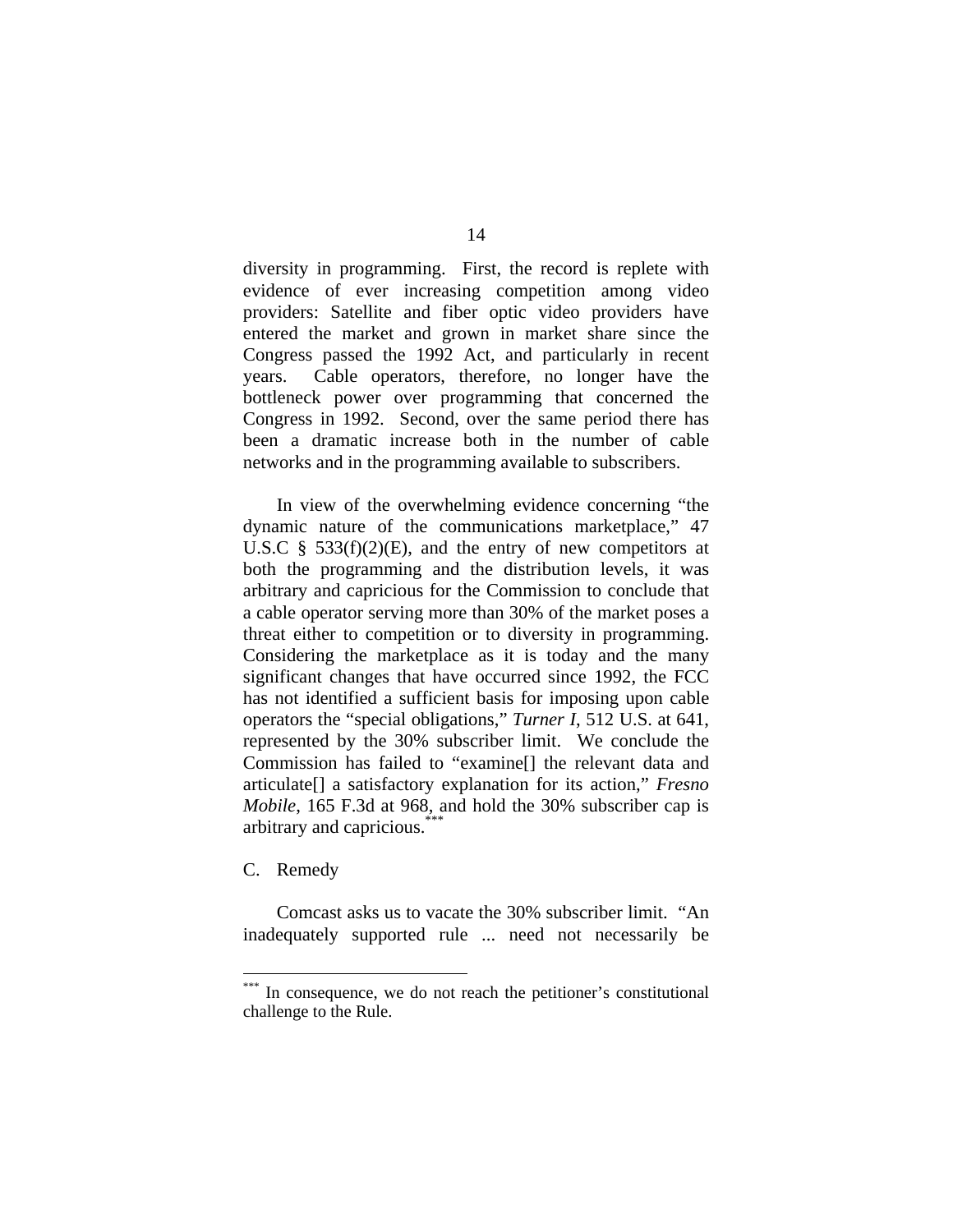diversity in programming. First, the record is replete with evidence of ever increasing competition among video providers: Satellite and fiber optic video providers have entered the market and grown in market share since the Congress passed the 1992 Act, and particularly in recent years. Cable operators, therefore, no longer have the bottleneck power over programming that concerned the Congress in 1992. Second, over the same period there has been a dramatic increase both in the number of cable networks and in the programming available to subscribers.

In view of the overwhelming evidence concerning "the dynamic nature of the communications marketplace," 47 U.S.C § 533(f)(2)(E), and the entry of new competitors at both the programming and the distribution levels, it was arbitrary and capricious for the Commission to conclude that a cable operator serving more than 30% of the market poses a threat either to competition or to diversity in programming. Considering the marketplace as it is today and the many significant changes that have occurred since 1992, the FCC has not identified a sufficient basis for imposing upon cable operators the "special obligations," *Turner I*, 512 U.S. at 641, represented by the 30% subscriber limit. We conclude the Commission has failed to "examine[] the relevant data and articulate[] a satisfactory explanation for its action," *Fresno Mobile*, 165 F.3d at 968, and hold the 30% subscriber cap is arbitrary and capricious.[***]

C. Remedy

Comcast asks us to vacate the 30% subscriber limit. "An inadequately supported rule ... need not necessarily be

---

[***] In consequence, we do not reach the petitioner's constitutional challenge to the Rule.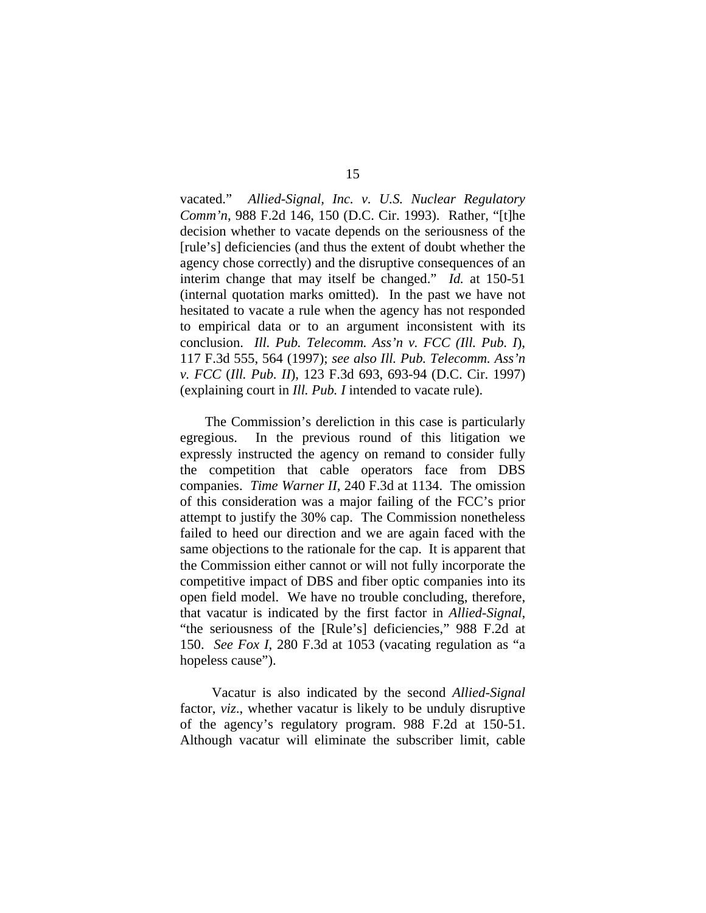vacated." *Allied-Signal, Inc. v. U.S. Nuclear Regulatory Comm'n*, 988 F.2d 146, 150 (D.C. Cir. 1993). Rather, "[t]he decision whether to vacate depends on the seriousness of the [rule's] deficiencies (and thus the extent of doubt whether the agency chose correctly) and the disruptive consequences of an interim change that may itself be changed." *Id.* at 150-51 (internal quotation marks omitted). In the past we have not hesitated to vacate a rule when the agency has not responded to empirical data or to an argument inconsistent with its conclusion. *Ill. Pub. Telecomm. Ass'n v. FCC (Ill. Pub. I*), 117 F.3d 555, 564 (1997); *see also Ill. Pub. Telecomm. Ass'n v. FCC* (*Ill. Pub. II*), 123 F.3d 693, 693-94 (D.C. Cir. 1997) (explaining court in *Ill. Pub. I* intended to vacate rule).

The Commission's dereliction in this case is particularly egregious. In the previous round of this litigation we expressly instructed the agency on remand to consider fully the competition that cable operators face from DBS companies. *Time Warner II*, 240 F.3d at 1134. The omission of this consideration was a major failing of the FCC's prior attempt to justify the 30% cap. The Commission nonetheless failed to heed our direction and we are again faced with the same objections to the rationale for the cap. It is apparent that the Commission either cannot or will not fully incorporate the competitive impact of DBS and fiber optic companies into its open field model. We have no trouble concluding, therefore, that vacatur is indicated by the first factor in *Allied-Signal*, "the seriousness of the [Rule's] deficiencies," 988 F.2d at 150. *See Fox I*, 280 F.3d at 1053 (vacating regulation as "a hopeless cause").

Vacatur is also indicated by the second *Allied-Signal* factor, *viz*., whether vacatur is likely to be unduly disruptive of the agency's regulatory program. 988 F.2d at 150-51. Although vacatur will eliminate the subscriber limit, cable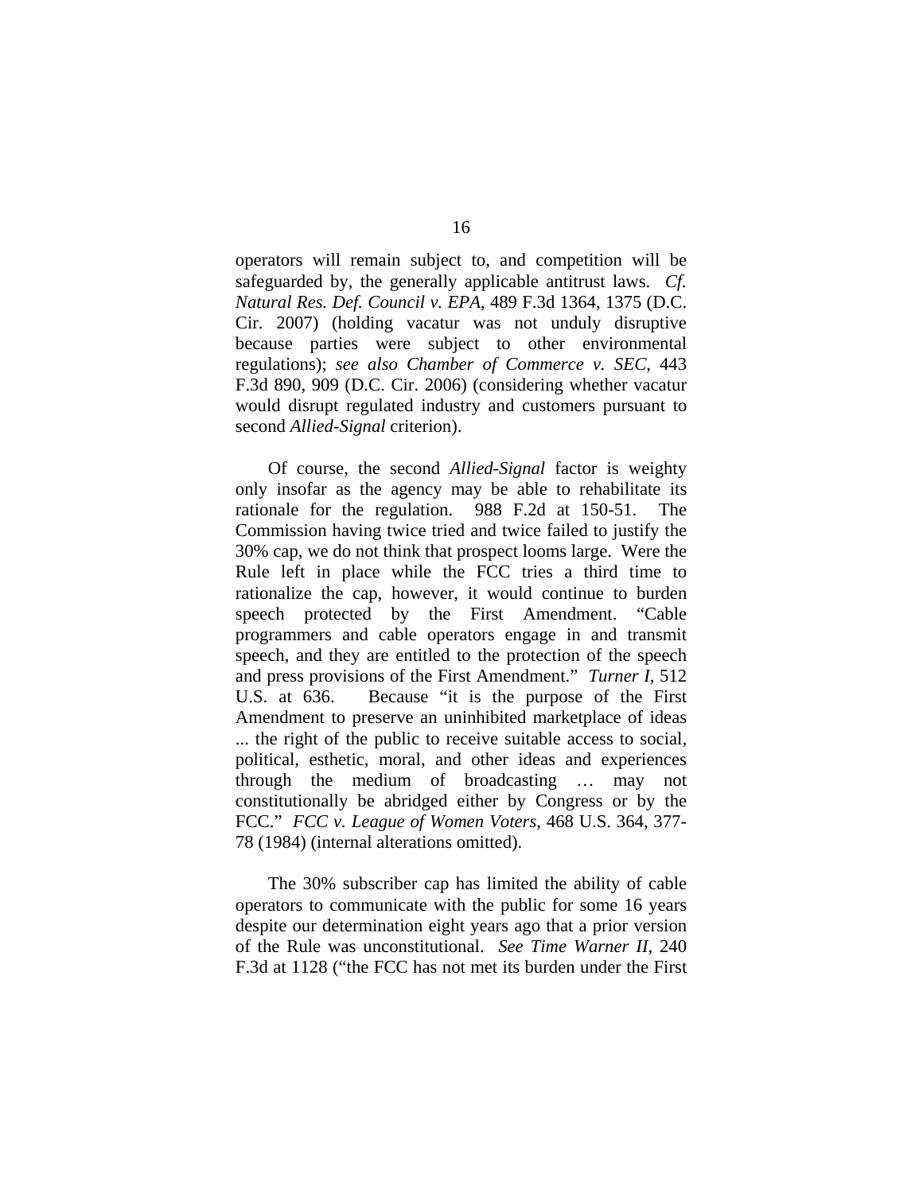operators will remain subject to, and competition will be safeguarded by, the generally applicable antitrust laws. *Cf. Natural Res. Def. Council v. EPA*, 489 F.3d 1364, 1375 (D.C. Cir. 2007) (holding vacatur was not unduly disruptive because parties were subject to other environmental regulations); *see also Chamber of Commerce v. SEC*, 443 F.3d 890, 909 (D.C. Cir. 2006) (considering whether vacatur would disrupt regulated industry and customers pursuant to second *Allied-Signal* criterion).

Of course, the second *Allied-Signal* factor is weighty only insofar as the agency may be able to rehabilitate its rationale for the regulation. 988 F.2d at 150-51. The Commission having twice tried and twice failed to justify the 30% cap, we do not think that prospect looms large. Were the Rule left in place while the FCC tries a third time to rationalize the cap, however, it would continue to burden speech protected by the First Amendment. "Cable programmers and cable operators engage in and transmit speech, and they are entitled to the protection of the speech and press provisions of the First Amendment." *Turner I*, 512 U.S. at 636. Because "it is the purpose of the First Amendment to preserve an uninhibited marketplace of ideas ... the right of the public to receive suitable access to social, political, esthetic, moral, and other ideas and experiences through the medium of broadcasting … may not constitutionally be abridged either by Congress or by the FCC." *FCC v. League of Women Voters*, 468 U.S. 364, 377-78 (1984) (internal alterations omitted).

The 30% subscriber cap has limited the ability of cable operators to communicate with the public for some 16 years despite our determination eight years ago that a prior version of the Rule was unconstitutional. *See Time Warner II*, 240 F.3d at 1128 ("the FCC has not met its burden under the First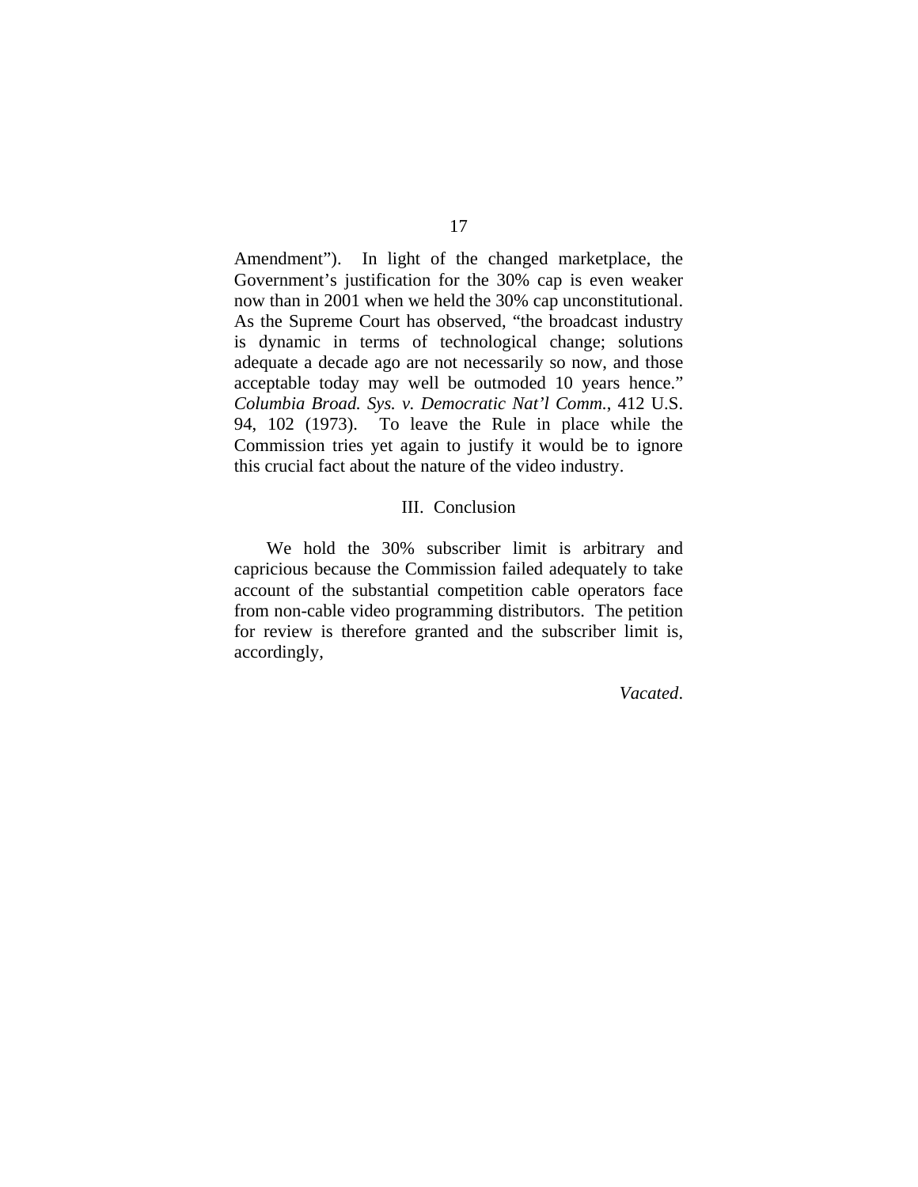Amendment"). In light of the changed marketplace, the Government's justification for the 30% cap is even weaker now than in 2001 when we held the 30% cap unconstitutional. As the Supreme Court has observed, "the broadcast industry is dynamic in terms of technological change; solutions adequate a decade ago are not necessarily so now, and those acceptable today may well be outmoded 10 years hence." *Columbia Broad. Sys. v. Democratic Nat'l Comm.*, 412 U.S. 94, 102 (1973). To leave the Rule in place while the Commission tries yet again to justify it would be to ignore this crucial fact about the nature of the video industry.

## III. Conclusion

We hold the 30% subscriber limit is arbitrary and capricious because the Commission failed adequately to take account of the substantial competition cable operators face from non-cable video programming distributors. The petition for review is therefore granted and the subscriber limit is, accordingly,

*Vacated*.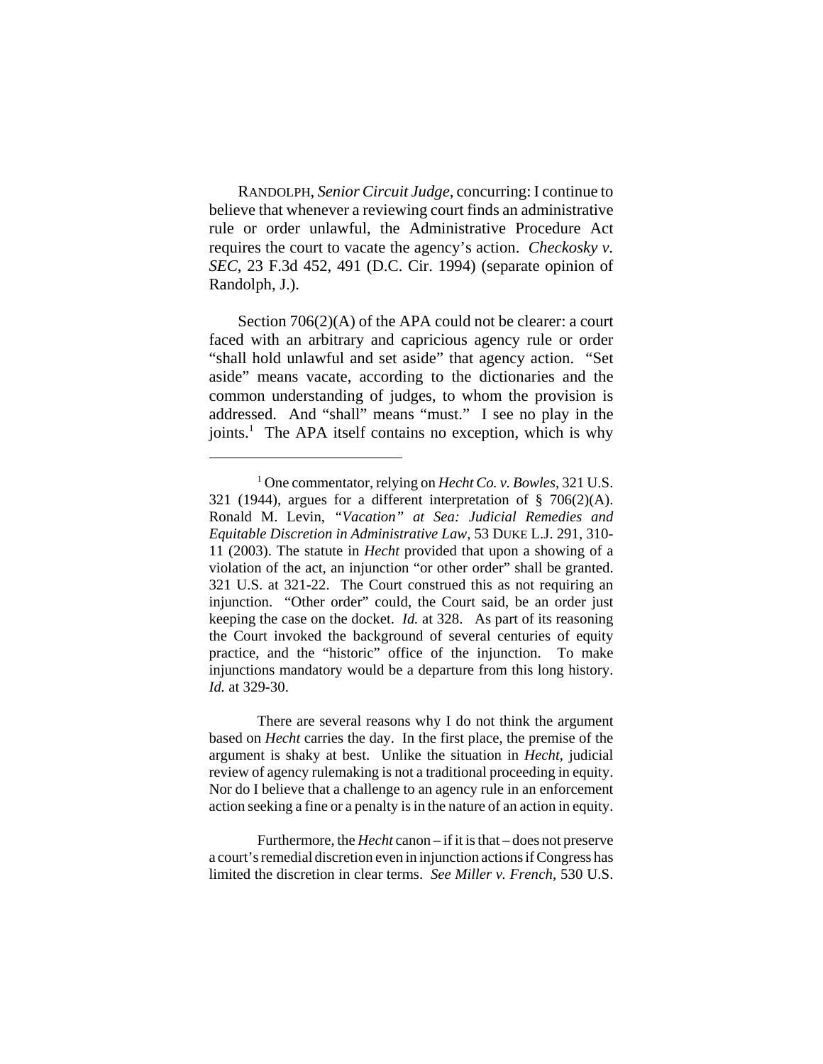RANDOLPH, *Senior Circuit Judge*, concurring: I continue to believe that whenever a reviewing court finds an administrative rule or order unlawful, the Administrative Procedure Act requires the court to vacate the agency's action. *Checkosky v. SEC*, 23 F.3d 452, 491 (D.C. Cir. 1994) (separate opinion of Randolph, J.).

Section 706(2)(A) of the APA could not be clearer: a court faced with an arbitrary and capricious agency rule or order "shall hold unlawful and set aside" that agency action. "Set aside" means vacate, according to the dictionaries and the common understanding of judges, to whom the provision is addressed. And "shall" means "must." I see no play in the joints.[1] The APA itself contains no exception, which is why

---

[1] One commentator, relying on *Hecht Co. v. Bowles*, 321 U.S. 321 (1944), argues for a different interpretation of § 706(2)(A). Ronald M. Levin, *"Vacation" at Sea: Judicial Remedies and Equitable Discretion in Administrative Law*, 53 DUKE L.J. 291, 310-11 (2003). The statute in *Hecht* provided that upon a showing of a violation of the act, an injunction "or other order" shall be granted. 321 U.S. at 321-22. The Court construed this as not requiring an injunction. "Other order" could, the Court said, be an order just keeping the case on the docket. *Id.* at 328. As part of its reasoning the Court invoked the background of several centuries of equity practice, and the "historic" office of the injunction. To make injunctions mandatory would be a departure from this long history. *Id.* at 329-30.

There are several reasons why I do not think the argument based on *Hecht* carries the day. In the first place, the premise of the argument is shaky at best. Unlike the situation in *Hecht*, judicial review of agency rulemaking is not a traditional proceeding in equity. Nor do I believe that a challenge to an agency rule in an enforcement action seeking a fine or a penalty is in the nature of an action in equity.

Furthermore, the *Hecht* canon – if it is that – does not preserve a court's remedial discretion even in injunction actions if Congress has limited the discretion in clear terms. *See Miller v. French*, 530 U.S.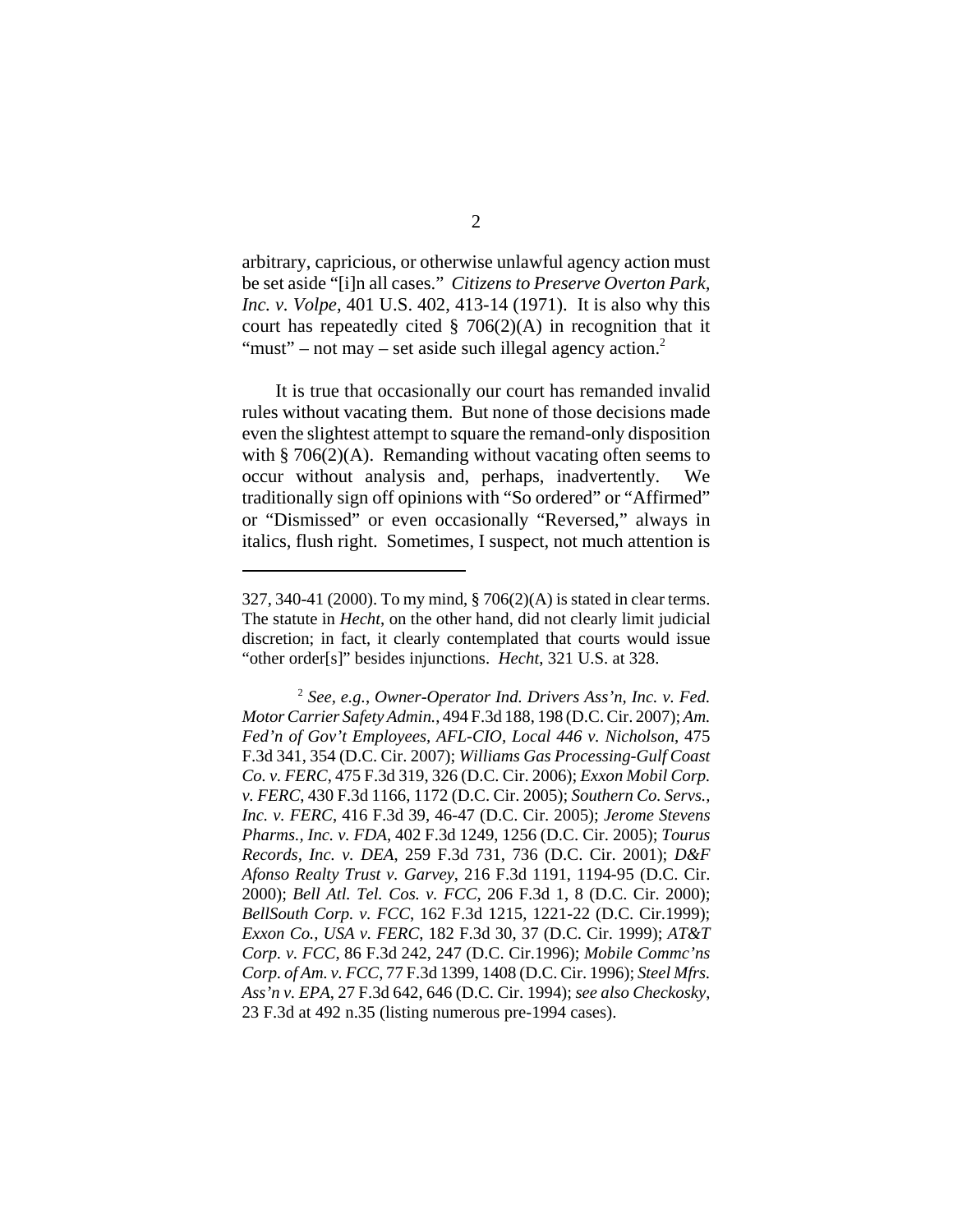arbitrary, capricious, or otherwise unlawful agency action must be set aside "[i]n all cases." *Citizens to Preserve Overton Park, Inc. v. Volpe*, 401 U.S. 402, 413-14 (1971). It is also why this court has repeatedly cited § 706(2)(A) in recognition that it "must" – not may – set aside such illegal agency action.[2]

It is true that occasionally our court has remanded invalid rules without vacating them. But none of those decisions made even the slightest attempt to square the remand-only disposition with § 706(2)(A). Remanding without vacating often seems to occur without analysis and, perhaps, inadvertently. We traditionally sign off opinions with "So ordered" or "Affirmed" or "Dismissed" or even occasionally "Reversed," always in italics, flush right. Sometimes, I suspect, not much attention is

---

327, 340-41 (2000). To my mind, § 706(2)(A) is stated in clear terms. The statute in *Hecht*, on the other hand, did not clearly limit judicial discretion; in fact, it clearly contemplated that courts would issue "other order[s]" besides injunctions. *Hecht*, 321 U.S. at 328.

[2] *See, e.g.*, *Owner-Operator Ind. Drivers Ass'n, Inc. v. Fed. Motor Carrier Safety Admin.*, 494 F.3d 188, 198 (D.C. Cir. 2007); *Am. Fed'n of Gov't Employees, AFL-CIO, Local 446 v. Nicholson*, 475 F.3d 341, 354 (D.C. Cir. 2007); *Williams Gas Processing-Gulf Coast Co. v. FERC*, 475 F.3d 319, 326 (D.C. Cir. 2006); *Exxon Mobil Corp. v. FERC*, 430 F.3d 1166, 1172 (D.C. Cir. 2005); *Southern Co. Servs., Inc. v. FERC*, 416 F.3d 39, 46-47 (D.C. Cir. 2005); *Jerome Stevens Pharms., Inc. v. FDA*, 402 F.3d 1249, 1256 (D.C. Cir. 2005); *Tourus Records, Inc. v. DEA*, 259 F.3d 731, 736 (D.C. Cir. 2001); *D&F Afonso Realty Trust v. Garvey*, 216 F.3d 1191, 1194-95 (D.C. Cir. 2000); *Bell Atl. Tel. Cos. v. FCC*, 206 F.3d 1, 8 (D.C. Cir. 2000); *BellSouth Corp. v. FCC*, 162 F.3d 1215, 1221-22 (D.C. Cir.1999); *Exxon Co., USA v. FERC*, 182 F.3d 30, 37 (D.C. Cir. 1999); *AT&T Corp. v. FCC*, 86 F.3d 242, 247 (D.C. Cir.1996); *Mobile Commc'ns Corp. of Am. v. FCC*, 77 F.3d 1399, 1408 (D.C. Cir. 1996); *Steel Mfrs. Ass'n v. EPA*, 27 F.3d 642, 646 (D.C. Cir. 1994); *see also Checkosky*, 23 F.3d at 492 n.35 (listing numerous pre-1994 cases).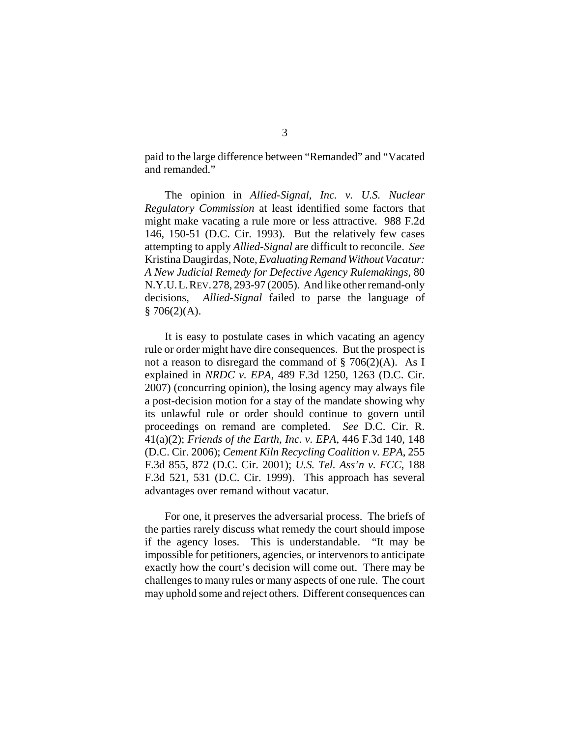paid to the large difference between "Remanded" and "Vacated and remanded."

The opinion in *Allied-Signal, Inc. v. U.S. Nuclear Regulatory Commission* at least identified some factors that might make vacating a rule more or less attractive. 988 F.2d 146, 150-51 (D.C. Cir. 1993). But the relatively few cases attempting to apply *Allied-Signal* are difficult to reconcile. *See* Kristina Daugirdas, Note, *Evaluating Remand Without Vacatur: A New Judicial Remedy for Defective Agency Rulemakings*, 80 N.Y.U. L. REV. 278, 293-97 (2005). And like other remand-only decisions, *Allied-Signal* failed to parse the language of § 706(2)(A).

It is easy to postulate cases in which vacating an agency rule or order might have dire consequences. But the prospect is not a reason to disregard the command of § 706(2)(A). As I explained in *NRDC v. EPA*, 489 F.3d 1250, 1263 (D.C. Cir. 2007) (concurring opinion), the losing agency may always file a post-decision motion for a stay of the mandate showing why its unlawful rule or order should continue to govern until proceedings on remand are completed. *See* D.C. Cir. R. 41(a)(2); *Friends of the Earth, Inc. v. EPA*, 446 F.3d 140, 148 (D.C. Cir. 2006); *Cement Kiln Recycling Coalition v. EPA*, 255 F.3d 855, 872 (D.C. Cir. 2001); *U.S. Tel. Ass'n v. FCC*, 188 F.3d 521, 531 (D.C. Cir. 1999). This approach has several advantages over remand without vacatur.

For one, it preserves the adversarial process. The briefs of the parties rarely discuss what remedy the court should impose if the agency loses. This is understandable. "It may be impossible for petitioners, agencies, or intervenors to anticipate exactly how the court's decision will come out. There may be challenges to many rules or many aspects of one rule. The court may uphold some and reject others. Different consequences can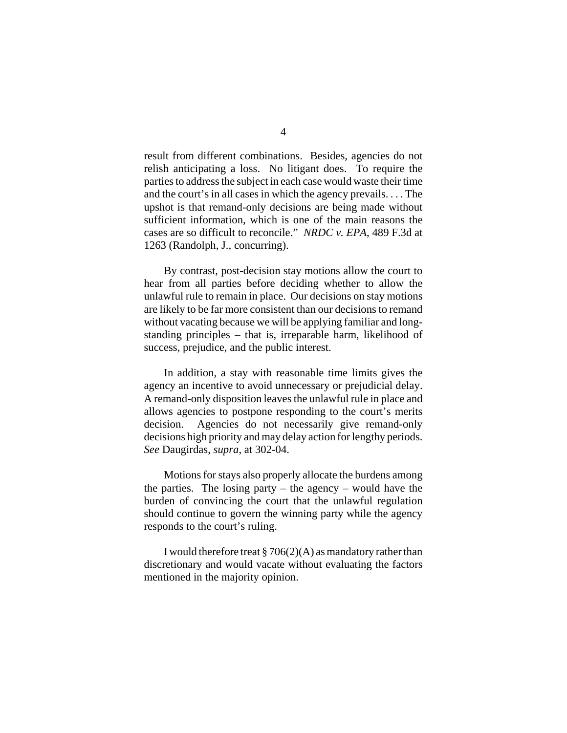result from different combinations. Besides, agencies do not relish anticipating a loss. No litigant does. To require the parties to address the subject in each case would waste their time and the court's in all cases in which the agency prevails. . . . The upshot is that remand-only decisions are being made without sufficient information, which is one of the main reasons the cases are so difficult to reconcile." *NRDC v. EPA*, 489 F.3d at 1263 (Randolph, J., concurring).

By contrast, post-decision stay motions allow the court to hear from all parties before deciding whether to allow the unlawful rule to remain in place. Our decisions on stay motions are likely to be far more consistent than our decisions to remand without vacating because we will be applying familiar and long-standing principles – that is, irreparable harm, likelihood of success, prejudice, and the public interest.

In addition, a stay with reasonable time limits gives the agency an incentive to avoid unnecessary or prejudicial delay. A remand-only disposition leaves the unlawful rule in place and allows agencies to postpone responding to the court's merits decision. Agencies do not necessarily give remand-only decisions high priority and may delay action for lengthy periods. *See* Daugirdas, *supra*, at 302-04.

Motions for stays also properly allocate the burdens among the parties. The losing party – the agency – would have the burden of convincing the court that the unlawful regulation should continue to govern the winning party while the agency responds to the court's ruling.

I would therefore treat § 706(2)(A) as mandatory rather than discretionary and would vacate without evaluating the factors mentioned in the majority opinion.